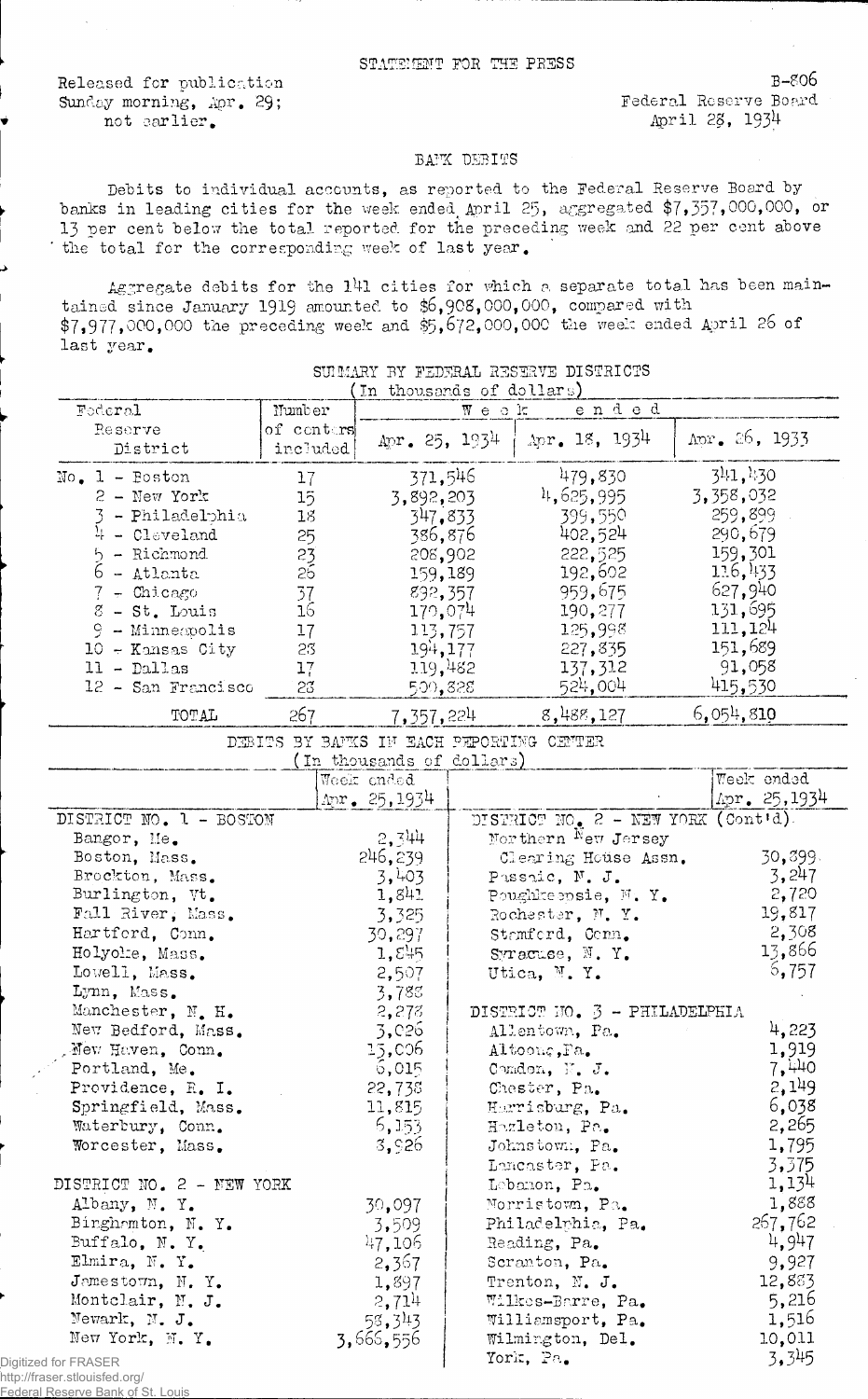STATEMENT FOR THE PRESS

Released for publication
Sunday morning, Apr. 29;
not earlier.

B-806
Federal Reserve Board
April 28, 1934

## BANK DEBITS

Debits to individual accounts, as reported to the Federal Reserve Board by banks in leading cities for the week ended April 25, aggregated $7,357,000,000, or 13 per cent below the total reported for the preceding week and 22 per cent above the total for the corresponding week of last year.

Aggregate debits for the 141 cities for which a separate total has been maintained since January 1919 amounted to $6,908,000,000, compared with $7,977,000,000 the preceding week and $5,672,000,000 the week ended April 26 of last year.

### SUMMARY BY FEDERAL RESERVE DISTRICTS
(In thousands of dollars)

| Federal Reserve District | Number of centers included | Week ended Apr. 25, 1934 | Week ended Apr. 18, 1934 | Week ended Apr. 26, 1933 |
|---|---|---|---|---|
| No. 1 - Boston | 17 | 371,546 | 479,830 | 341,430 |
| 2 - New York | 15 | 3,892,203 | 4,625,995 | 3,358,032 |
| 3 - Philadelphia | 18 | 347,833 | 399,550 | 259,899 |
| 4 - Cleveland | 25 | 386,876 | 402,524 | 290,679 |
| 5 - Richmond | 23 | 208,902 | 222,525 | 159,301 |
| 6 - Atlanta | 26 | 159,189 | 192,602 | 116,433 |
| 7 - Chicago | 37 | 832,357 | 959,675 | 627,940 |
| 8 - St. Louis | 16 | 170,074 | 190,277 | 131,695 |
| 9 - Minneapolis | 17 | 113,757 | 125,998 | 111,124 |
| 10 - Kansas City | 28 | 194,177 | 227,835 | 151,689 |
| 11 - Dallas | 17 | 119,482 | 137,312 | 91,058 |
| 12 - San Francisco | 28 | 500,828 | 524,004 | 415,530 |
| TOTAL | 267 | 7,357,224 | 8,488,127 | 6,054,810 |

### DEBITS BY BANKS IN EACH REPORTING CENTER
(In thousands of dollars)

| | Week ended Apr. 25, 1934 |
|---|---|
| **DISTRICT NO. 1 - BOSTON** | |
| Bangor, Me. | 2,344 |
| Boston, Mass. | 246,239 |
| Brockton, Mass. | 3,403 |
| Burlington, Vt. | 1,841 |
| Fall River, Mass. | 3,325 |
| Hartford, Conn. | 30,297 |
| Holyoke, Mass. | 1,845 |
| Lowell, Mass. | 2,507 |
| Lynn, Mass. | 3,788 |
| Manchester, N. H. | 2,278 |
| New Bedford, Mass. | 3,026 |
| New Haven, Conn. | 15,006 |
| Portland, Me. | 6,015 |
| Providence, R. I. | 22,738 |
| Springfield, Mass. | 11,815 |
| Waterbury, Conn. | 6,153 |
| Worcester, Mass. | 8,926 |
| **DISTRICT NO. 2 - NEW YORK** | |
| Albany, N. Y. | 30,097 |
| Binghamton, N. Y. | 3,509 |
| Buffalo, N. Y. | 47,106 |
| Elmira, N. Y. | 2,367 |
| Jamestown, N. Y. | 1,897 |
| Montclair, N. J. | 2,714 |
| Newark, N. J. | 58,343 |
| New York, N. Y. | 3,666,556 |
| **DISTRICT NO. 2 - NEW YORK (Cont'd).** | |
| Northern New Jersey Clearing House Assn. | 30,399 |
| Passaic, N. J. | 3,247 |
| Poughkeepsie, N. Y. | 2,720 |
| Rochester, N. Y. | 19,817 |
| Stamford, Conn. | 2,308 |
| Syracuse, N. Y. | 13,866 |
| Utica, N. Y. | 6,757 |
| **DISTRICT NO. 3 - PHILADELPHIA** | |
| Allentown, Pa. | 4,223 |
| Altoona, Pa. | 1,919 |
| Camden, N. J. | 7,440 |
| Chester, Pa. | 2,149 |
| Harrisburg, Pa. | 6,038 |
| Hazleton, Pa. | 2,265 |
| Johnstown, Pa. | 1,795 |
| Lancaster, Pa. | 3,375 |
| Lebanon, Pa. | 1,134 |
| Norristown, Pa. | 1,888 |
| Philadelphia, Pa. | 267,762 |
| Reading, Pa. | 4,947 |
| Scranton, Pa. | 9,927 |
| Trenton, N. J. | 12,883 |
| Wilkes-Barre, Pa. | 5,216 |
| Williamsport, Pa. | 1,516 |
| Wilmington, Del. | 10,011 |
| York, Pa. | 3,345 |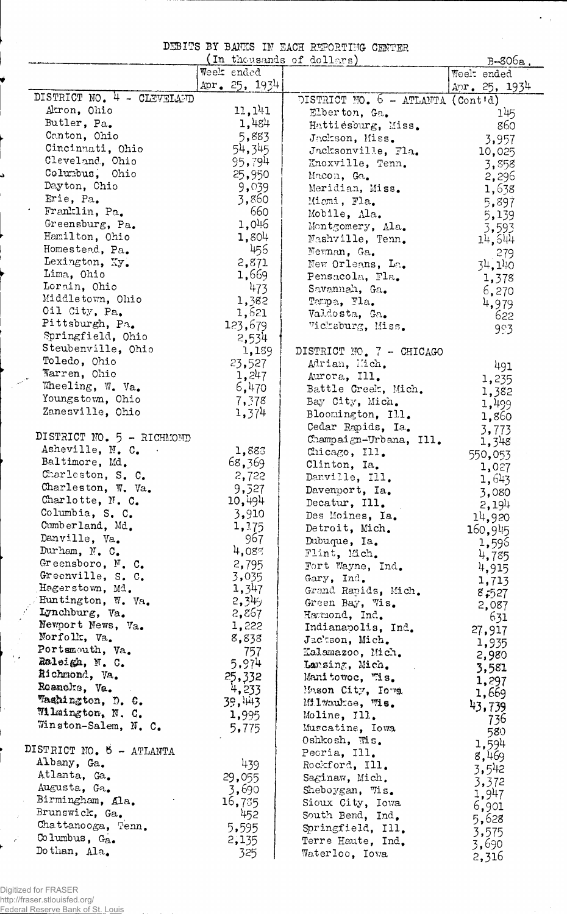# DEBITS BY BANKS IN EACH REPORTING CENTER

(In thousands of dollars)

B-806a.

| | Week ended Apr. 25, 1934 |
|---|---|
| **DISTRICT NO. 4 - CLEVELAND** | |
| Akron, Ohio | 11,141 |
| Butler, Pa. | 1,484 |
| Canton, Ohio | 5,883 |
| Cincinnati, Ohio | 54,345 |
| Cleveland, Ohio | 95,794 |
| Columbus, Ohio | 25,950 |
| Dayton, Ohio | 9,039 |
| Erie, Pa. | 3,860 |
| Franklin, Pa. | 660 |
| Greensburg, Pa. | 1,046 |
| Hamilton, Ohio | 1,804 |
| Homestead, Pa. | 456 |
| Lexington, Ky. | 2,871 |
| Lima, Ohio | 1,669 |
| Lorain, Ohio | 473 |
| Middletown, Ohio | 1,382 |
| Oil City, Pa. | 1,621 |
| Pittsburgh, Pa. | 123,679 |
| Springfield, Ohio | 2,534 |
| Steubenville, Ohio | 1,189 |
| Toledo, Ohio | 23,527 |
| Warren, Ohio | 1,247 |
| Wheeling, W. Va. | 6,470 |
| Youngstown, Ohio | 7,378 |
| Zanesville, Ohio | 1,374 |
| **DISTRICT NO. 5 - RICHMOND** | |
| Asheville, N. C. | 1,883 |
| Baltimore, Md. | 68,369 |
| Charleston, S. C. | 2,722 |
| Charleston, W. Va. | 9,327 |
| Charlotte, N. C. | 10,494 |
| Columbia, S. C. | 3,910 |
| Cumberland, Md. | 1,175 |
| Danville, Va. | 967 |
| Durham, N. C. | 4,083 |
| Greensboro, N. C. | 2,795 |
| Greenville, S. C. | 3,035 |
| Hagerstown, Md. | 1,347 |
| Huntington, W. Va. | 2,349 |
| Lynchburg, Va. | 2,867 |
| Newport News, Va. | 1,222 |
| Norfolk, Va. | 8,838 |
| Portsmouth, Va. | 757 |
| Raleigh, N. C. | 5,974 |
| Richmond, Va. | 25,332 |
| Roanoke, Va. | 4,233 |
| Washington, D. C. | 39,443 |
| Wilmington, N. C. | 1,995 |
| Winston-Salem, N. C. | 5,775 |
| **DISTRICT NO. 6 - ATLANTA** | |
| Albany, Ga. | 439 |
| Atlanta, Ga. | 29,055 |
| Augusta, Ga. | 3,690 |
| Birmingham, Ala. | 16,735 |
| Brunswick, Ga. | 452 |
| Chattanooga, Tenn. | 5,595 |
| Columbus, Ga. | 2,135 |
| Dothan, Ala. | 325 |
| **DISTRICT NO. 6 - ATLANTA (Cont'd)** | |
| Elberton, Ga. | 145 |
| Hattiesburg, Miss. | 860 |
| Jackson, Miss. | 3,957 |
| Jacksonville, Fla. | 10,025 |
| Knoxville, Tenn. | 3,858 |
| Macon, Ga. | 2,296 |
| Meridian, Miss. | 1,638 |
| Miami, Fla. | 5,897 |
| Mobile, Ala. | 5,139 |
| Montgomery, Ala. | 3,593 |
| Nashville, Tenn. | 14,644 |
| Newnan, Ga. | 279 |
| New Orleans, La. | 34,140 |
| Pensacola, Fla. | 1,378 |
| Savannah, Ga. | 6,270 |
| Tampa, Fla. | 4,979 |
| Valdosta, Ga. | 622 |
| Vicksburg, Miss. | 993 |
| **DISTRICT NO. 7 - CHICAGO** | |
| Adrian, Mich. | 491 |
| Aurora, Ill. | 1,235 |
| Battle Creek, Mich. | 1,382 |
| Bay City, Mich. | 1,499 |
| Bloomington, Ill. | 1,860 |
| Cedar Rapids, Ia. | 3,773 |
| Champaign-Urbana, Ill. | 1,348 |
| Chicago, Ill. | 550,053 |
| Clinton, Ia. | 1,027 |
| Danville, Ill. | 1,643 |
| Davenport, Ia. | 3,080 |
| Decatur, Ill. | 2,194 |
| Des Moines, Ia. | 14,920 |
| Detroit, Mich. | 160,945 |
| Dubuque, Ia. | 1,596 |
| Flint, Mich. | 4,785 |
| Fort Wayne, Ind. | 4,915 |
| Gary, Ind. | 1,713 |
| Grand Rapids, Mich. | 8,527 |
| Green Bay, Wis. | 2,087 |
| Hammond, Ind. | 631 |
| Indianapolis, Ind. | 27,917 |
| Jackson, Mich. | 1,935 |
| Kalamazoo, Mich. | 2,980 |
| Lansing, Mich. | 3,581 |
| Manitowoc, Wis. | 1,297 |
| Mason City, Iowa | 1,669 |
| Milwaukee, Wis. | 43,739 |
| Moline, Ill. | 736 |
| Muscatine, Iowa | 580 |
| Oshkosh, Wis. | 1,594 |
| Peoria, Ill. | 8,469 |
| Rockford, Ill. | 3,542 |
| Saginaw, Mich. | 3,372 |
| Sheboygan, Wis. | 1,947 |
| Sioux City, Iowa | 6,901 |
| South Bend, Ind. | 5,628 |
| Springfield, Ill. | 3,575 |
| Terre Haute, Ind. | 3,690 |
| Waterloo, Iowa | 2,316 |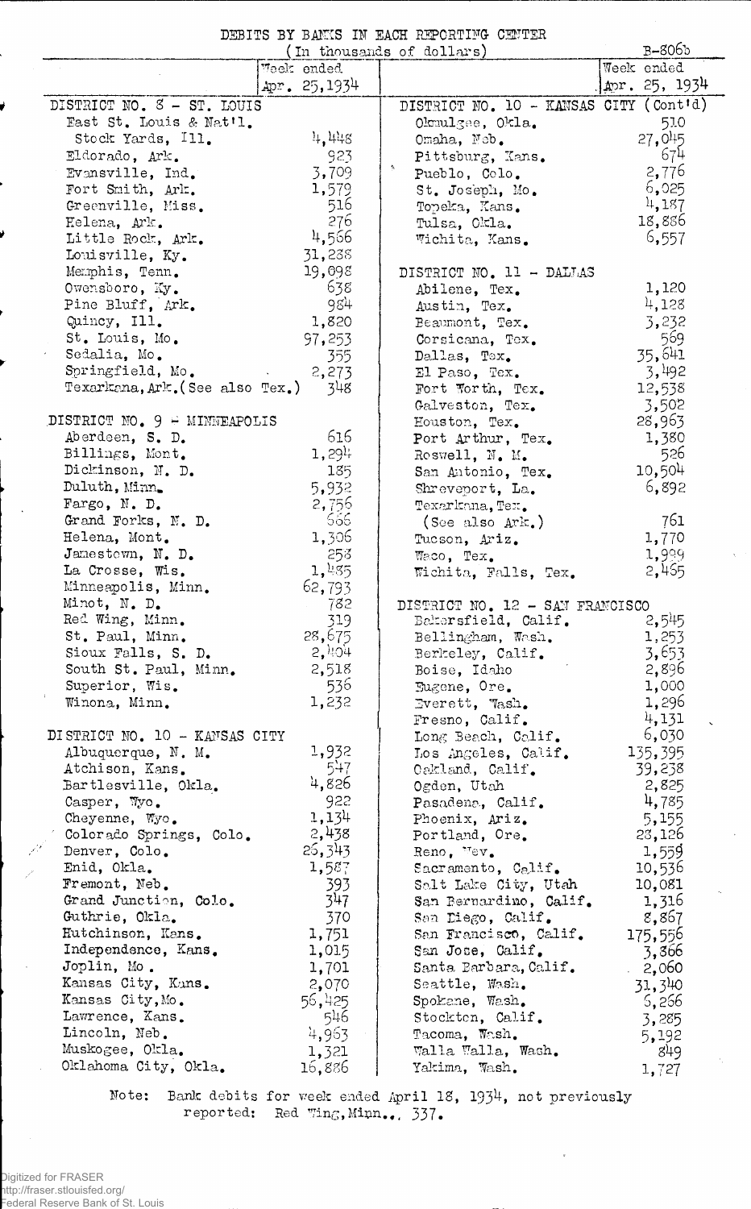# DEBITS BY BANKS IN EACH REPORTING CENTER

(In thousands of dollars)

B-806b

| | Week ended Apr. 25, 1934 | | Week ended Apr. 25, 1934 |
|---|---|---|---|
| DISTRICT NO. 8 - ST. LOUIS | | DISTRICT NO. 10 - KANSAS CITY (Cont'd) | |
| East St. Louis & Nat'l. Stock Yards, Ill. | 4,448 | Okmulgee, Okla. | 510 |
| Eldorado, Ark. | 923 | Omaha, Neb. | 27,045 |
| Evansville, Ind. | 3,709 | Pittsburg, Kans. | 674 |
| Fort Smith, Ark. | 1,579 | Pueblo, Colo. | 2,776 |
| Greenville, Miss. | 516 | St. Joseph, Mo. | 6,025 |
| Helena, Ark. | 276 | Topeka, Kans. | 4,187 |
| Little Rock, Ark. | 4,566 | Tulsa, Okla. | 18,886 |
| Louisville, Ky. | 31,238 | Wichita, Kans. | 6,557 |
| Memphis, Tenn. | 19,098 | | |
| Owensboro, Ky. | 638 | DISTRICT NO. 11 - DALLAS | |
| Pine Bluff, Ark. | 984 | Abilene, Tex. | 1,120 |
| Quincy, Ill. | 1,820 | Austin, Tex. | 4,128 |
| St. Louis, Mo. | 97,253 | Beaumont, Tex. | 3,232 |
| Sedalia, Mo. | 355 | Corsicana, Tex. | 569 |
| Springfield, Mo. | 2,273 | Dallas, Tex. | 35,641 |
| Texarkana, Ark. (See also Tex.) | 348 | El Paso, Tex. | 3,492 |
| | | Fort Worth, Tex. | 12,538 |
| DISTRICT NO. 9 - MINNEAPOLIS | | Galveston, Tex. | 3,502 |
| Aberdeen, S. D. | 616 | Houston, Tex. | 28,963 |
| Billings, Mont. | 1,294 | Port Arthur, Tex. | 1,380 |
| Dickinson, N. D. | 185 | Roswell, N. M. | 526 |
| Duluth, Minn. | 5,932 | San Antonio, Tex. | 10,504 |
| Fargo, N. D. | 2,756 | Shreveport, La. | 6,892 |
| Grand Forks, N. D. | 666 | Texarkana, Tex. (See also Ark.) | 761 |
| Helena, Mont. | 1,306 | Tucson, Ariz. | 1,770 |
| Jamestown, N. D. | 258 | Waco, Tex. | 1,999 |
| La Crosse, Wis. | 1,485 | Wichita, Falls, Tex. | 2,465 |
| Minneapolis, Minn. | 62,793 | | |
| Minot, N. D. | 782 | DISTRICT NO. 12 - SAN FRANCISCO | |
| Red Wing, Minn. | 319 | Bakersfield, Calif. | 2,545 |
| St. Paul, Minn. | 28,675 | Bellingham, Wash. | 1,253 |
| Sioux Falls, S. D. | 2,404 | Berkeley, Calif. | 3,653 |
| South St. Paul, Minn. | 2,518 | Boise, Idaho | 2,896 |
| Superior, Wis. | 536 | Eugene, Ore. | 1,000 |
| Winona, Minn. | 1,232 | Everett, Wash. | 1,296 |
| | | Fresno, Calif. | 4,131 |
| DISTRICT NO. 10 - KANSAS CITY | | Long Beach, Calif. | 6,030 |
| Albuquerque, N. M. | 1,932 | Los Angeles, Calif. | 135,395 |
| Atchison, Kans. | 547 | Oakland, Calif. | 39,238 |
| Bartlesville, Okla. | 4,826 | Ogden, Utah | 2,825 |
| Casper, Wyo. | 922 | Pasadena, Calif. | 4,785 |
| Cheyenne, Wyo. | 1,134 | Phoenix, Ariz. | 5,155 |
| Colorado Springs, Colo. | 2,438 | Portland, Ore. | 28,126 |
| Denver, Colo. | 26,343 | Reno, Nev. | 1,559 |
| Enid, Okla. | 1,587 | Sacramento, Calif. | 10,536 |
| Fremont, Neb. | 393 | Salt Lake City, Utah | 10,081 |
| Grand Junction, Colo. | 347 | San Bernardino, Calif. | 1,316 |
| Guthrie, Okla. | 370 | San Diego, Calif. | 8,867 |
| Hutchinson, Kans. | 1,751 | San Francisco, Calif. | 175,556 |
| Independence, Kans. | 1,015 | San Jose, Calif. | 3,866 |
| Joplin, Mo. | 1,701 | Santa Barbara, Calif. | 2,060 |
| Kansas City, Kans. | 2,070 | Seattle, Wash. | 31,340 |
| Kansas City, Mo. | 56,425 | Spokane, Wash. | 6,266 |
| Lawrence, Kans. | 546 | Stockton, Calif. | 3,285 |
| Lincoln, Neb. | 4,963 | Tacoma, Wash. | 5,192 |
| Muskogee, Okla. | 1,321 | Walla Walla, Wash. | 849 |
| Oklahoma City, Okla. | 16,886 | Yakima, Wash. | 1,727 |

Note: Bank debits for week ended April 18, 1934, not previously reported: Red Wing, Minn., 337.